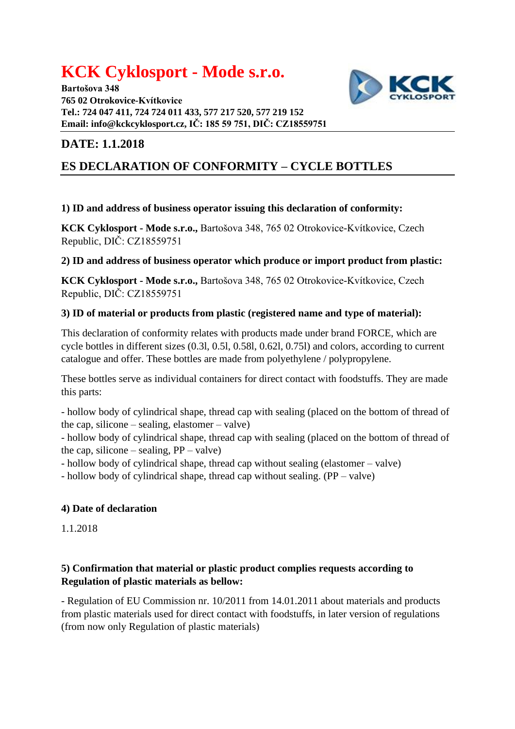# KCK Cyklosport - Mode s.r.o.

**Bartošova 348**
**765 02 Otrokovice-Kvítkovice**
**Tel.: 724 047 411, 724 724 011 433, 577 217 520, 577 219 152**
**Email: info@kckcyklosport.cz, IČ: 185 59 751, DIČ: CZ18559751**

## DATE: 1.1.2018

## ES DECLARATION OF CONFORMITY – CYCLE BOTTLES

**1) ID and address of business operator issuing this declaration of conformity:**

**KCK Cyklosport - Mode s.r.o.,** Bartošova 348, 765 02 Otrokovice-Kvítkovice, Czech Republic, DIČ: CZ18559751

**2) ID and address of business operator which produce or import product from plastic:**

**KCK Cyklosport - Mode s.r.o.,** Bartošova 348, 765 02 Otrokovice-Kvítkovice, Czech Republic, DIČ: CZ18559751

**3) ID of material or products from plastic (registered name and type of material):**

This declaration of conformity relates with products made under brand FORCE, which are cycle bottles in different sizes (0.3l, 0.5l, 0.58l, 0.62l, 0.75l) and colors, according to current catalogue and offer. These bottles are made from polyethylene / polypropylene.

These bottles serve as individual containers for direct contact with foodstuffs. They are made this parts:

- hollow body of cylindrical shape, thread cap with sealing (placed on the bottom of thread of the cap, silicone – sealing, elastomer – valve)
- hollow body of cylindrical shape, thread cap with sealing (placed on the bottom of thread of the cap, silicone – sealing, PP – valve)
- hollow body of cylindrical shape, thread cap without sealing (elastomer – valve)
- hollow body of cylindrical shape, thread cap without sealing. (PP – valve)

**4) Date of declaration**

1.1.2018

**5) Confirmation that material or plastic product complies requests according to Regulation of plastic materials as bellow:**

- Regulation of EU Commission nr. 10/2011 from 14.01.2011 about materials and products from plastic materials used for direct contact with foodstuffs, in later version of regulations (from now only Regulation of plastic materials)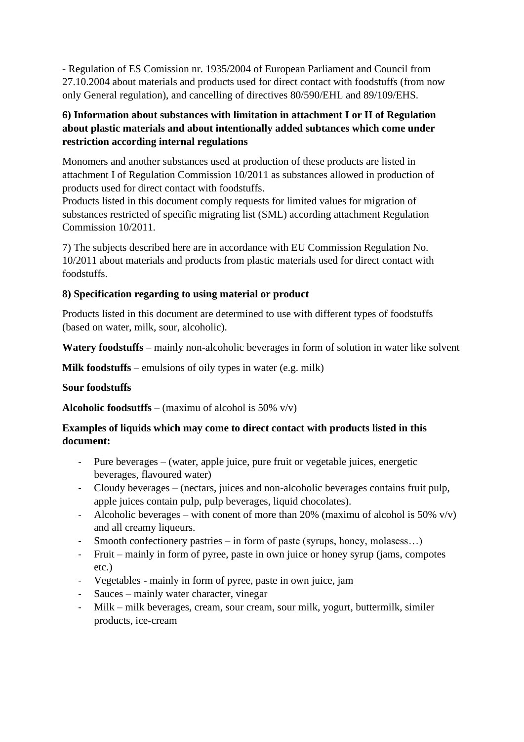- Regulation of ES Comission nr. 1935/2004 of European Parliament and Council from 27.10.2004 about materials and products used for direct contact with foodstuffs (from now only General regulation), and cancelling of directives 80/590/EHL and 89/109/EHS.

**6) Information about substances with limitation in attachment I or II of Regulation about plastic materials and about intentionally added subtances which come under restriction according internal regulations**

Monomers and another substances used at production of these products are listed in attachment I of Regulation Commission 10/2011 as substances allowed in production of products used for direct contact with foodstuffs.
Products listed in this document comply requests for limited values for migration of substances restricted of specific migrating list (SML) according attachment Regulation Commission 10/2011.

7) The subjects described here are in accordance with EU Commission Regulation No. 10/2011 about materials and products from plastic materials used for direct contact with foodstuffs.

**8) Specification regarding to using material or product**

Products listed in this document are determined to use with different types of foodstuffs (based on water, milk, sour, alcoholic).

**Watery foodstuffs** – mainly non-alcoholic beverages in form of solution in water like solvent

**Milk foodstuffs** – emulsions of oily types in water (e.g. milk)

**Sour foodstuffs**

**Alcoholic foodsutffs** – (maximu of alcohol is 50% v/v)

**Examples of liquids which may come to direct contact with products listed in this document:**

- Pure beverages – (water, apple juice, pure fruit or vegetable juices, energetic beverages, flavoured water)
- Cloudy beverages – (nectars, juices and non-alcoholic beverages contains fruit pulp, apple juices contain pulp, pulp beverages, liquid chocolates).
- Alcoholic beverages – with conent of more than 20% (maximu of alcohol is 50% v/v) and all creamy liqueurs.
- Smooth confectionery pastries – in form of paste (syrups, honey, molasess…)
- Fruit – mainly in form of pyree, paste in own juice or honey syrup (jams, compotes etc.)
- Vegetables - mainly in form of pyree, paste in own juice, jam
- Sauces – mainly water character, vinegar
- Milk – milk beverages, cream, sour cream, sour milk, yogurt, buttermilk, similer products, ice-cream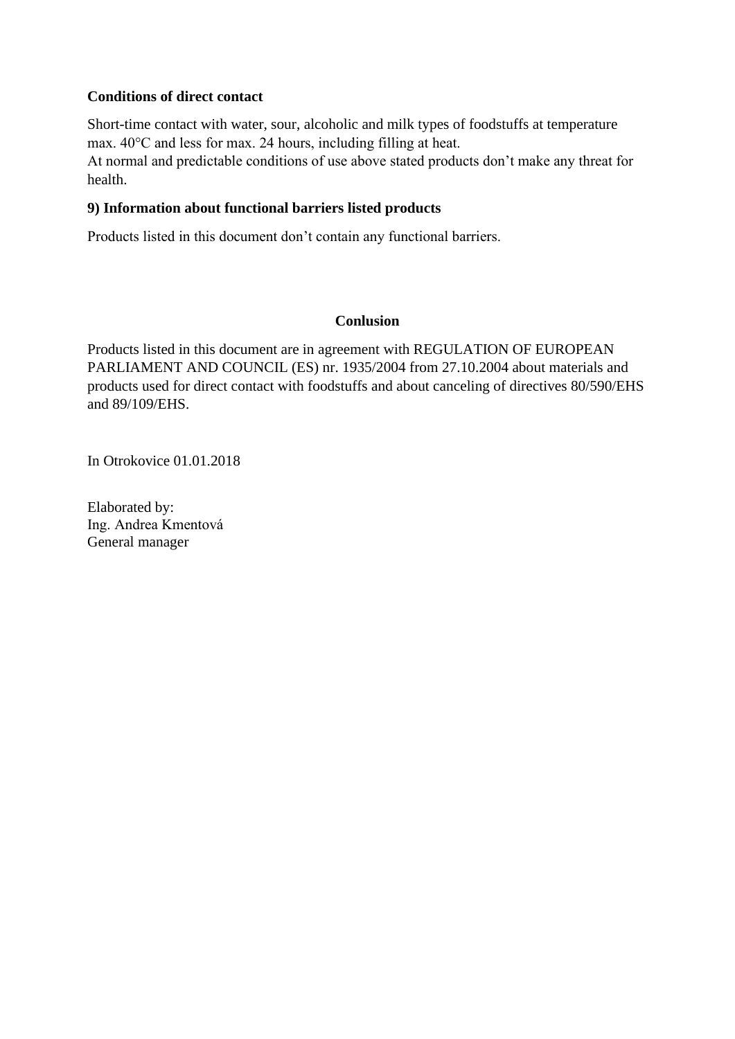**Conditions of direct contact**

Short-time contact with water, sour, alcoholic and milk types of foodstuffs at temperature max. 40°C and less for max. 24 hours, including filling at heat.
At normal and predictable conditions of use above stated products don't make any threat for health.

**9) Information about functional barriers listed products**

Products listed in this document don't contain any functional barriers.

**Conlusion**

Products listed in this document are in agreement with REGULATION OF EUROPEAN PARLIAMENT AND COUNCIL (ES) nr. 1935/2004 from 27.10.2004 about materials and products used for direct contact with foodstuffs and about canceling of directives 80/590/EHS and 89/109/EHS.

In Otrokovice 01.01.2018

Elaborated by:
Ing. Andrea Kmentová
General manager